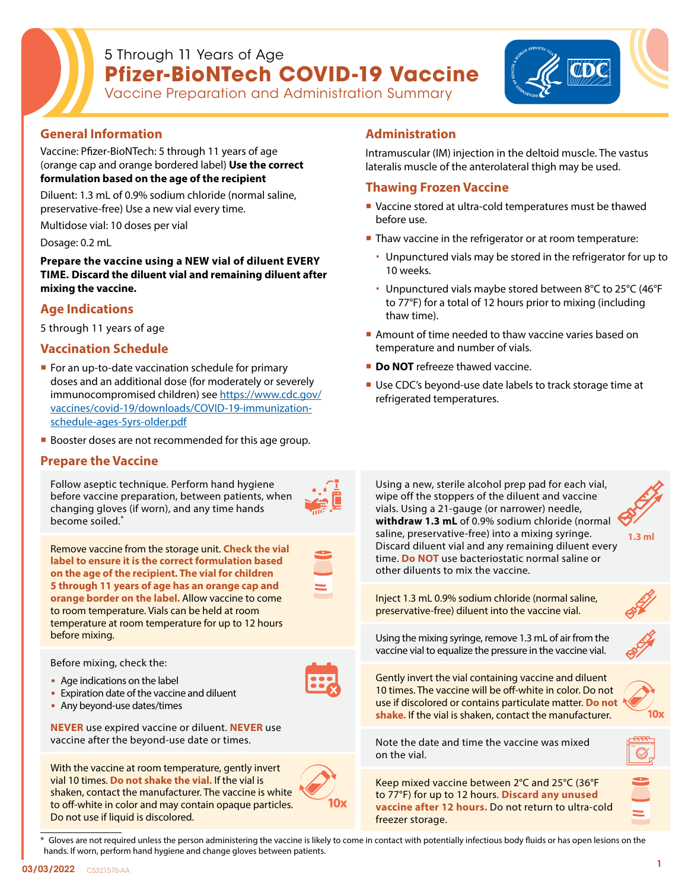5 Through 11 Years of Age

# Pfizer-BioNTech COVID-19 Vaccine

Vaccine Preparation and Administration Summary

## General Information

Vaccine: Pfizer-BioNTech: 5 through 11 years of age (orange cap and orange bordered label) **Use the correct formulation based on the age of the recipient**

Diluent: 1.3 mL of 0.9% sodium chloride (normal saline, preservative-free) Use a new vial every time.

Multidose vial: 10 doses per vial

Dosage: 0.2 mL

**Prepare the vaccine using a NEW vial of diluent EVERY TIME. Discard the diluent vial and remaining diluent after mixing the vaccine.**

## Age Indications

5 through 11 years of age

## Vaccination Schedule

- For an up-to-date vaccination schedule for primary doses and an additional dose (for moderately or severely immunocompromised children) see https://www.cdc.gov/vaccines/covid-19/downloads/COVID-19-immunization-schedule-ages-5yrs-older.pdf
- Booster doses are not recommended for this age group.

## Administration

Intramuscular (IM) injection in the deltoid muscle. The vastus lateralis muscle of the anterolateral thigh may be used.

## Thawing Frozen Vaccine

- Vaccine stored at ultra-cold temperatures must be thawed before use.
- Thaw vaccine in the refrigerator or at room temperature:
  - Unpunctured vials may be stored in the refrigerator for up to 10 weeks.
  - Unpunctured vials maybe stored between 8°C to 25°C (46°F to 77°F) for a total of 12 hours prior to mixing (including thaw time).
- Amount of time needed to thaw vaccine varies based on temperature and number of vials.
- **Do NOT** refreeze thawed vaccine.
- Use CDC's beyond-use date labels to track storage time at refrigerated temperatures.

## Prepare the Vaccine

Follow aseptic technique. Perform hand hygiene before vaccine preparation, between patients, when changing gloves (if worn), and any time hands become soiled.*

Remove vaccine from the storage unit. **Check the vial label to ensure it is the correct formulation based on the age of the recipient. The vial for children 5 through 11 years of age has an orange cap and orange border on the label.** Allow vaccine to come to room temperature. Vials can be held at room temperature at room temperature for up to 12 hours before mixing.

Before mixing, check the:

- Age indications on the label
- Expiration date of the vaccine and diluent
- Any beyond-use dates/times

**NEVER** use expired vaccine or diluent. **NEVER** use vaccine after the beyond-use date or times.

With the vaccine at room temperature, gently invert vial 10 times. **Do not shake the vial.** If the vial is shaken, contact the manufacturer. The vaccine is white to off-white in color and may contain opaque particles. Do not use if liquid is discolored.

10x

Using a new, sterile alcohol prep pad for each vial, wipe off the stoppers of the diluent and vaccine vials. Using a 21-gauge (or narrower) needle, **withdraw 1.3 mL** of 0.9% sodium chloride (normal saline, preservative-free) into a mixing syringe. Discard diluent vial and any remaining diluent every time. **Do NOT** use bacteriostatic normal saline or other diluents to mix the vaccine.

1.3 ml

Inject 1.3 mL 0.9% sodium chloride (normal saline, preservative-free) diluent into the vaccine vial.

Using the mixing syringe, remove 1.3 mL of air from the vaccine vial to equalize the pressure in the vaccine vial.

Gently invert the vial containing vaccine and diluent 10 times. The vaccine will be off-white in color. Do not use if discolored or contains particulate matter. **Do not shake.** If the vial is shaken, contact the manufacturer.

10x

Note the date and time the vaccine was mixed on the vial.

Keep mixed vaccine between 2°C and 25°C (36°F to 77°F) for up to 12 hours. **Discard any unused vaccine after 12 hours.** Do not return to ultra-cold freezer storage.

\* Gloves are not required unless the person administering the vaccine is likely to come in contact with potentially infectious body fluids or has open lesions on the hands. If worn, perform hand hygiene and change gloves between patients.

03/03/2022 CS321570-AA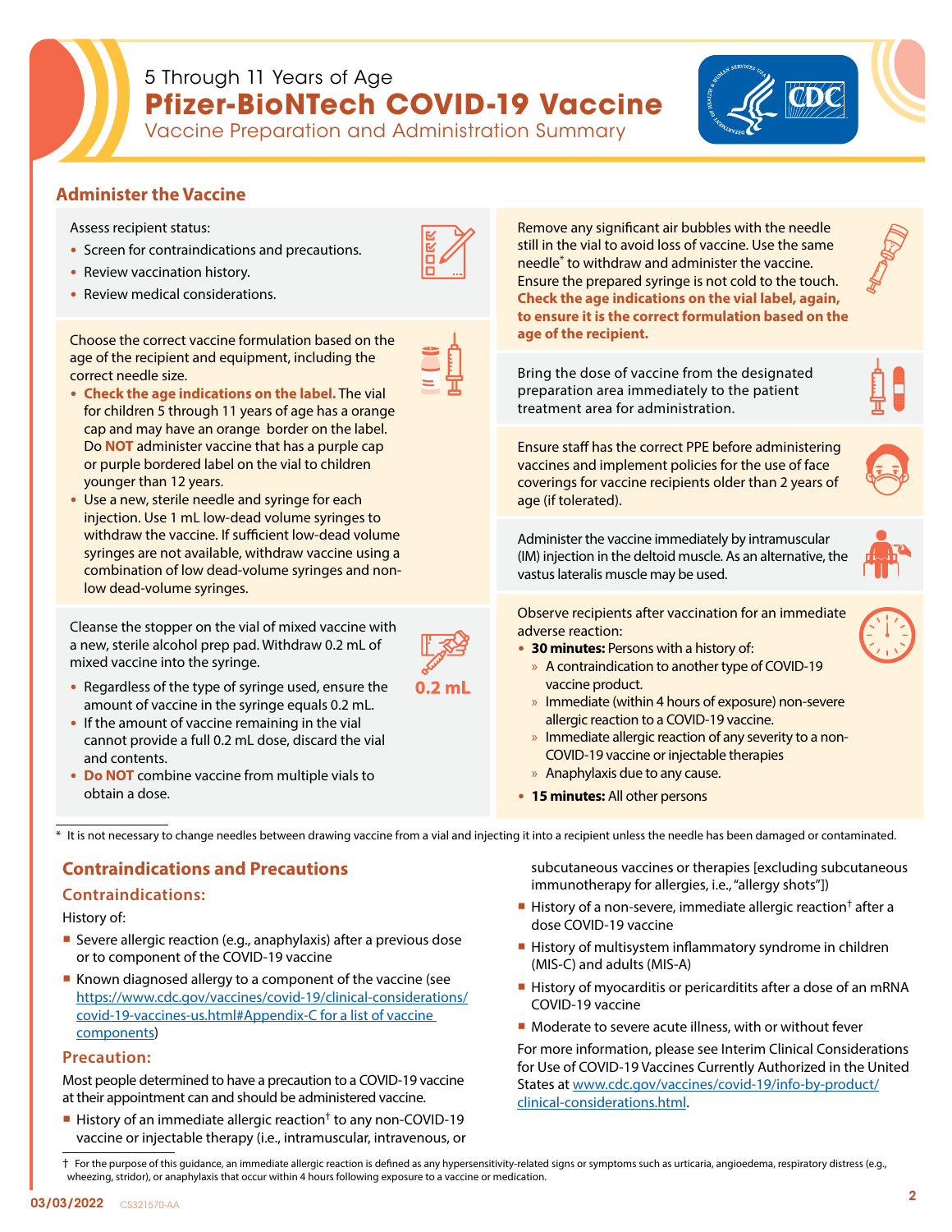5 Through 11 Years of Age

# Pfizer-BioNTech COVID-19 Vaccine

Vaccine Preparation and Administration Summary

## Administer the Vaccine

Assess recipient status:

- Screen for contraindications and precautions.
- Review vaccination history.
- Review medical considerations.

Choose the correct vaccine formulation based on the age of the recipient and equipment, including the correct needle size.

- **Check the age indications on the label.** The vial for children 5 through 11 years of age has a orange cap and may have an orange border on the label. Do **NOT** administer vaccine that has a purple cap or purple bordered label on the vial to children younger than 12 years.
- Use a new, sterile needle and syringe for each injection. Use 1 mL low-dead volume syringes to withdraw the vaccine. If sufficient low-dead volume syringes are not available, withdraw vaccine using a combination of low dead-volume syringes and non-low dead-volume syringes.

Cleanse the stopper on the vial of mixed vaccine with a new, sterile alcohol prep pad. Withdraw 0.2 mL of mixed vaccine into the syringe.

**0.2 mL**

- Regardless of the type of syringe used, ensure the amount of vaccine in the syringe equals 0.2 mL.
- If the amount of vaccine remaining in the vial cannot provide a full 0.2 mL dose, discard the vial and contents.
- **Do NOT** combine vaccine from multiple vials to obtain a dose.

Remove any significant air bubbles with the needle still in the vial to avoid loss of vaccine. Use the same needle* to withdraw and administer the vaccine. Ensure the prepared syringe is not cold to the touch. **Check the age indications on the vial label, again, to ensure it is the correct formulation based on the age of the recipient.**

Bring the dose of vaccine from the designated preparation area immediately to the patient treatment area for administration.

Ensure staff has the correct PPE before administering vaccines and implement policies for the use of face coverings for vaccine recipients older than 2 years of age (if tolerated).

Administer the vaccine immediately by intramuscular (IM) injection in the deltoid muscle. As an alternative, the vastus lateralis muscle may be used.

Observe recipients after vaccination for an immediate adverse reaction:

- **30 minutes:** Persons with a history of:
  - A contraindication to another type of COVID-19 vaccine product.
  - Immediate (within 4 hours of exposure) non-severe allergic reaction to a COVID-19 vaccine.
  - Immediate allergic reaction of any severity to a non-COVID-19 vaccine or injectable therapies
  - Anaphylaxis due to any cause.
- **15 minutes:** All other persons

\* It is not necessary to change needles between drawing vaccine from a vial and injecting it into a recipient unless the needle has been damaged or contaminated.

## Contraindications and Precautions

### Contraindications:

History of:

- Severe allergic reaction (e.g., anaphylaxis) after a previous dose or to component of the COVID-19 vaccine
- Known diagnosed allergy to a component of the vaccine (see https://www.cdc.gov/vaccines/covid-19/clinical-considerations/covid-19-vaccines-us.html#Appendix-C for a list of vaccine components)

### Precaution:

Most people determined to have a precaution to a COVID-19 vaccine at their appointment can and should be administered vaccine.

- History of an immediate allergic reaction† to any non-COVID-19 vaccine or injectable therapy (i.e., intramuscular, intravenous, or subcutaneous vaccines or therapies [excluding subcutaneous immunotherapy for allergies, i.e., "allergy shots"])
- History of a non-severe, immediate allergic reaction† after a dose COVID-19 vaccine
- History of multisystem inflammatory syndrome in children (MIS-C) and adults (MIS-A)
- History of myocarditis or pericarditis after a dose of an mRNA COVID-19 vaccine
- Moderate to severe acute illness, with or without fever

For more information, please see Interim Clinical Considerations for Use of COVID-19 Vaccines Currently Authorized in the United States at www.cdc.gov/vaccines/covid-19/info-by-product/clinical-considerations.html.

† For the purpose of this guidance, an immediate allergic reaction is defined as any hypersensitivity-related signs or symptoms such as urticaria, angioedema, respiratory distress (e.g., wheezing, stridor), or anaphylaxis that occur within 4 hours following exposure to a vaccine or medication.

03/03/2022 CS321570-AA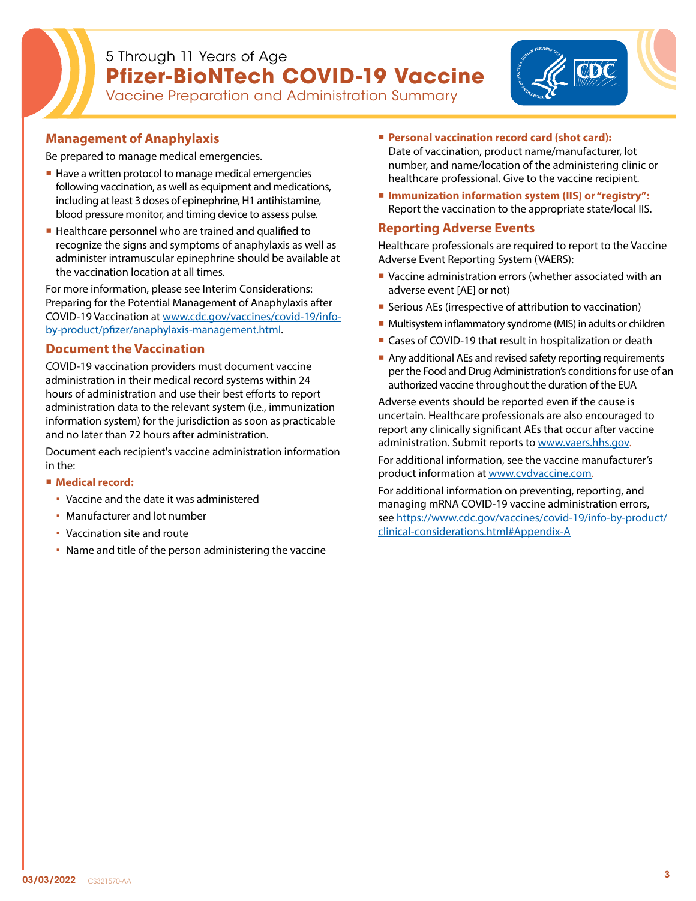# 5 Through 11 Years of Age
# Pfizer-BioNTech COVID-19 Vaccine
## Vaccine Preparation and Administration Summary

## Management of Anaphylaxis

Be prepared to manage medical emergencies.

- Have a written protocol to manage medical emergencies following vaccination, as well as equipment and medications, including at least 3 doses of epinephrine, H1 antihistamine, blood pressure monitor, and timing device to assess pulse.
- Healthcare personnel who are trained and qualified to recognize the signs and symptoms of anaphylaxis as well as administer intramuscular epinephrine should be available at the vaccination location at all times.

For more information, please see Interim Considerations: Preparing for the Potential Management of Anaphylaxis after COVID-19 Vaccination at www.cdc.gov/vaccines/covid-19/info-by-product/pfizer/anaphylaxis-management.html.

## Document the Vaccination

COVID-19 vaccination providers must document vaccine administration in their medical record systems within 24 hours of administration and use their best efforts to report administration data to the relevant system (i.e., immunization information system) for the jurisdiction as soon as practicable and no later than 72 hours after administration.

Document each recipient's vaccine administration information in the:

- **Medical record:**
  - Vaccine and the date it was administered
  - Manufacturer and lot number
  - Vaccination site and route
  - Name and title of the person administering the vaccine
- **Personal vaccination record card (shot card):** Date of vaccination, product name/manufacturer, lot number, and name/location of the administering clinic or healthcare professional. Give to the vaccine recipient.
- **Immunization information system (IIS) or "registry":** Report the vaccination to the appropriate state/local IIS.

## Reporting Adverse Events

Healthcare professionals are required to report to the Vaccine Adverse Event Reporting System (VAERS):

- Vaccine administration errors (whether associated with an adverse event [AE] or not)
- Serious AEs (irrespective of attribution to vaccination)
- Multisystem inflammatory syndrome (MIS) in adults or children
- Cases of COVID-19 that result in hospitalization or death
- Any additional AEs and revised safety reporting requirements per the Food and Drug Administration's conditions for use of an authorized vaccine throughout the duration of the EUA

Adverse events should be reported even if the cause is uncertain. Healthcare professionals are also encouraged to report any clinically significant AEs that occur after vaccine administration. Submit reports to www.vaers.hhs.gov.

For additional information, see the vaccine manufacturer's product information at www.cvdvaccine.com.

For additional information on preventing, reporting, and managing mRNA COVID-19 vaccine administration errors, see https://www.cdc.gov/vaccines/covid-19/info-by-product/clinical-considerations.html#Appendix-A

03/03/2022 CS321570-AA